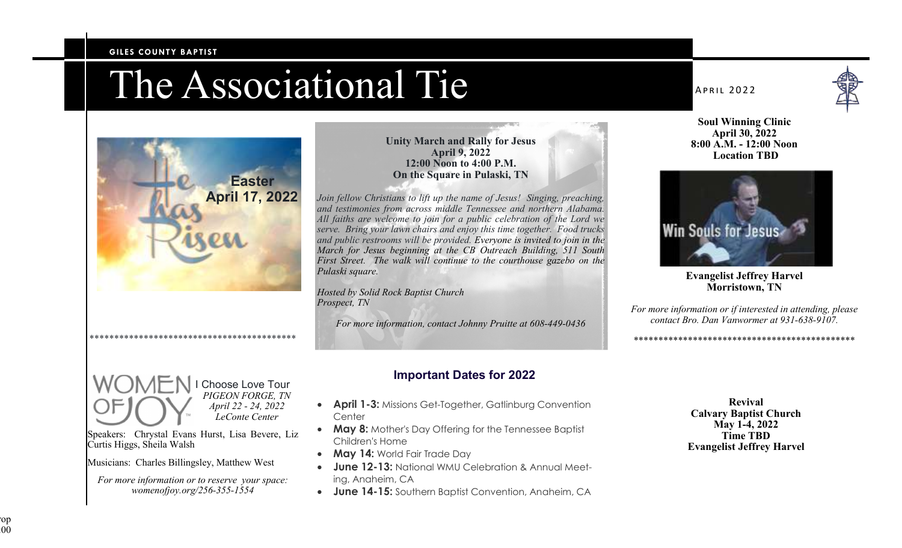GILES COUNTY BAPTIST

# The Associational Tie

April 2022

He has Risen

**Easter**
**April 17, 2022**

******************************************

**Unity March and Rally for Jesus**
**April 9, 2022**
**12:00 Noon to 4:00 P.M.**
**On the Square in Pulaski, TN**

*Join fellow Christians to lift up the name of Jesus! Singing, preaching, and testimonies from across middle Tennessee and northern Alabama. All faiths are welcome to join for a public celebration of the Lord we serve. Bring your lawn chairs and enjoy this time together. Food trucks and public restrooms will be provided. Everyone is invited to join in the March for Jesus beginning at the CB Outreach Building, 511 South First Street. The walk will continue to the courthouse gazebo on the Pulaski square.*

*Hosted by Solid Rock Baptist Church*
*Prospect, TN*

*For more information, contact Johnny Pruitte at 608-449-0436*

**Soul Winning Clinic**
**April 30, 2022**
**8:00 A.M. - 12:00 Noon**
**Location TBD**

Win Souls for Jesus

**Evangelist Jeffrey Harvel**
**Morristown, TN**

*For more information or if interested in attending, please contact Bro. Dan Vanwormer at 931-638-9107.*

**********************************************

WOMEN OF JOY I Choose Love Tour
*PIGEON FORGE, TN*
*April 22 - 24, 2022*
*LeConte Center*

Speakers: Chrystal Evans Hurst, Lisa Bevere, Liz Curtis Higgs, Sheila Walsh

Musicians: Charles Billingsley, Matthew West

*For more information or to reserve your space: womenofjoy.org/256-355-1554*

## Important Dates for 2022

- **April 1-3:** Missions Get-Together, Gatlinburg Convention Center
- **May 8:** Mother's Day Offering for the Tennessee Baptist Children's Home
- **May 14:** World Fair Trade Day
- **June 12-13:** National WMU Celebration & Annual Meeting, Anaheim, CA
- **June 14-15:** Southern Baptist Convention, Anaheim, CA

**Revival**
**Calvary Baptist Church**
**May 1-4, 2022**
**Time TBD**
**Evangelist Jeffrey Harvel**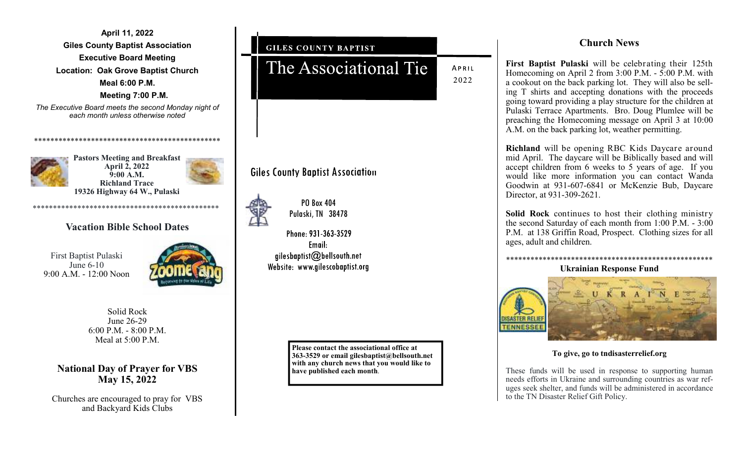**April 11, 2022**

**Giles County Baptist Association**

**Executive Board Meeting**

**Location: Oak Grove Baptist Church**

**Meal 6:00 P.M.**

**Meeting 7:00 P.M.**

*The Executive Board meets the second Monday night of each month unless otherwise noted*

************************************************

**Pastors Meeting and Breakfast**
**April 2, 2022**
**9:00 A.M.**
**Richland Trace**
**19326 Highway 64 W., Pulaski**

************************************************

## Vacation Bible School Dates

First Baptist Pulaski
June 6-10
9:00 A.M. - 12:00 Noon

Solid Rock
June 26-29
6:00 P.M. - 8:00 P.M.
Meal at 5:00 P.M.

## National Day of Prayer for VBS May 15, 2022

Churches are encouraged to pray for VBS and Backyard Kids Clubs

**GILES COUNTY BAPTIST**

# The Associational Tie

APRIL 2022

## Giles County Baptist Association

PO Box 404
Pulaski, TN 38478

Phone: 931-363-3529
Email:
gilesbaptist@bellsouth.net
Website: www.gilescobaptist.org

**Please contact the associational office at 363-3529 or email gilesbaptist@bellsouth.net with any church news that you would like to have published each month**.

## Church News

**First Baptist Pulaski** will be celebrating their 125th Homecoming on April 2 from 3:00 P.M. - 5:00 P.M. with a cookout on the back parking lot. They will also be selling T shirts and accepting donations with the proceeds going toward providing a play structure for the children at Pulaski Terrace Apartments. Bro. Doug Plumlee will be preaching the Homecoming message on April 3 at 10:00 A.M. on the back parking lot, weather permitting.

**Richland** will be opening RBC Kids Daycare around mid April. The daycare will be Biblically based and will accept children from 6 weeks to 5 years of age. If you would like more information you can contact Wanda Goodwin at 931-607-6841 or McKenzie Bub, Daycare Director, at 931-309-2621.

**Solid Rock** continues to host their clothing ministry the second Saturday of each month from 1:00 P.M. - 3:00 P.M. at 138 Griffin Road, Prospect. Clothing sizes for all ages, adult and children.

****************************************************

**Ukrainian Response Fund**

**To give, go to tndisasterrelief.org**

These funds will be used in response to supporting human needs efforts in Ukraine and surrounding countries as war refuges seek shelter, and funds will be administered in accordance to the TN Disaster Relief Gift Policy.